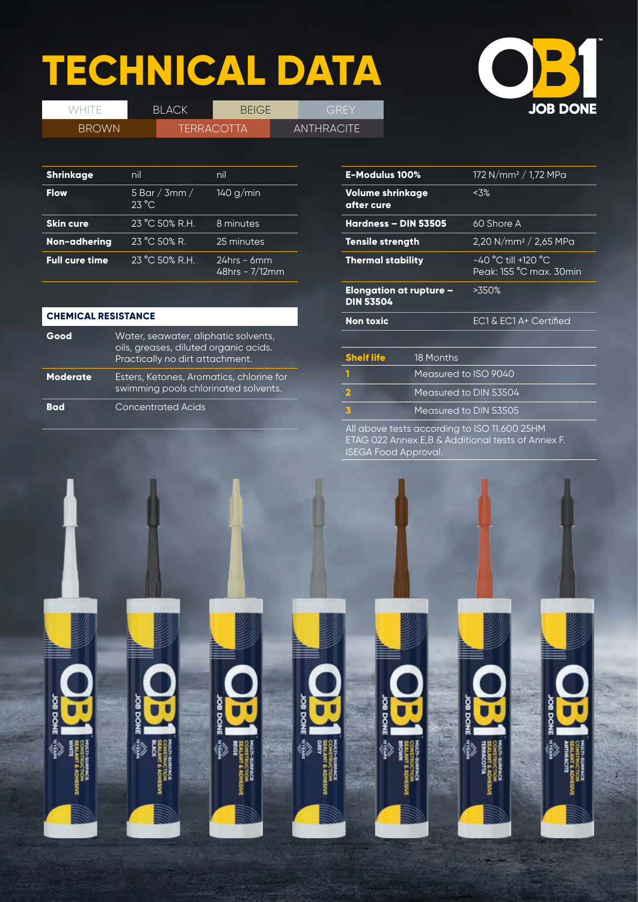# TECHNICAL DATA

| WHITE | BLACK | BEIGE | GREY |
|---|---|---|---|
| BROWN | TERRACOTTA | ANTHRACITE | |

| | | |
|---|---|---|
| **Shrinkage** | nil | nil |
| **Flow** | 5 Bar / 3mm / 23 °C | 140 g/min |
| **Skin cure** | 23 °C 50% R.H. | 8 minutes |
| **Non-adhering** | 23 °C 50% R. | 25 minutes |
| **Full cure time** | 23 °C 50% R.H. | 24hrs - 6mm<br>48hrs - 7/12mm |

## CHEMICAL RESISTANCE

| | |
|---|---|
| **Good** | Water, seawater, aliphatic solvents, oils, greases, diluted organic acids. Practically no dirt attachment. |
| **Moderate** | Esters, Ketones, Aromatics, chlorine for swimming pools chlorinated solvents. |
| **Bad** | Concentrated Acids |

| | |
|---|---|
| **E-Modulus 100%** | 172 N/mm² / 1,72 MPa |
| **Volume shrinkage after cure** | <3% |
| **Hardness – DIN 53505** | 60 Shore A |
| **Tensile strength** | 2,20 N/mm² / 2,65 MPa |
| **Thermal stability** | -40 °C till +120 °C<br>Peak: 155 °C max. 30min |
| **Elongation at rupture – DIN 53504** | >350% |
| **Non toxic** | EC1 & EC1 A+ Certified |

| | |
|---|---|
| **Shelf life** | 18 Months |
| **1** | Measured to ISO 9040 |
| **2** | Measured to DIN 53504 |
| **3** | Measured to DIN 53505 |

All above tests according to ISO 11.600 25HM ETAG 022 Annex E,B & Additional tests of Annex F. ISEGA Food Approval.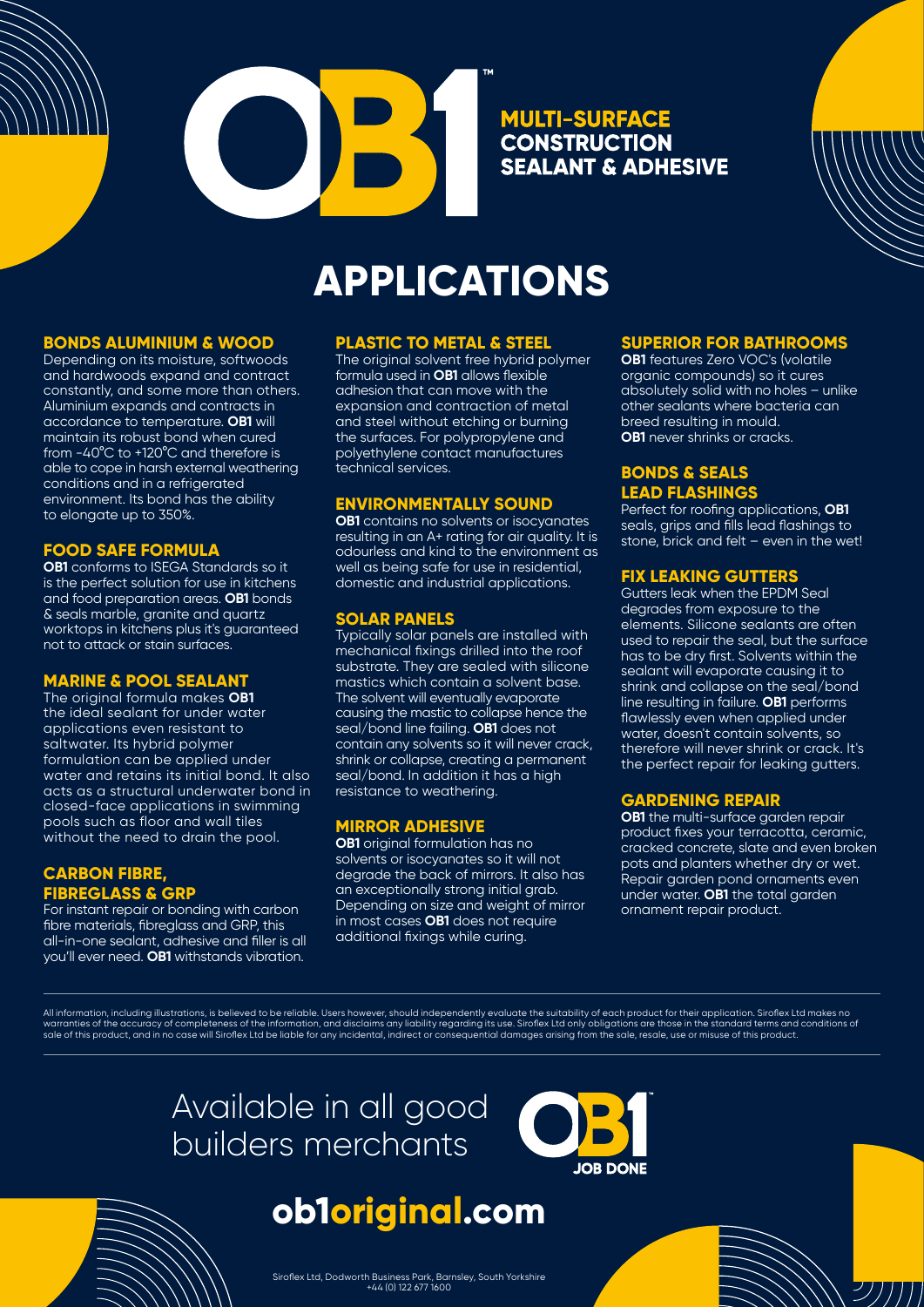# OB1™

**MULTI-SURFACE CONSTRUCTION SEALANT & ADHESIVE**

# APPLICATIONS

### BONDS ALUMINIUM & WOOD

Depending on its moisture, softwoods and hardwoods expand and contract constantly, and some more than others. Aluminium expands and contracts in accordance to temperature. **OB1** will maintain its robust bond when cured from -40°C to +120°C and therefore is able to cope in harsh external weathering conditions and in a refrigerated environment. Its bond has the ability to elongate up to 350%.

### FOOD SAFE FORMULA

**OB1** conforms to ISEGA Standards so it is the perfect solution for use in kitchens and food preparation areas. **OB1** bonds & seals marble, granite and quartz worktops in kitchens plus it's guaranteed not to attack or stain surfaces.

### MARINE & POOL SEALANT

The original formula makes **OB1** the ideal sealant for under water applications even resistant to saltwater. Its hybrid polymer formulation can be applied under water and retains its initial bond. It also acts as a structural underwater bond in closed-face applications in swimming pools such as floor and wall tiles without the need to drain the pool.

### CARBON FIBRE, FIBREGLASS & GRP

For instant repair or bonding with carbon fibre materials, fibreglass and GRP, this all-in-one sealant, adhesive and filler is all you'll ever need. **OB1** withstands vibration.

### PLASTIC TO METAL & STEEL

The original solvent free hybrid polymer formula used in **OB1** allows flexible adhesion that can move with the expansion and contraction of metal and steel without etching or burning the surfaces. For polypropylene and polyethylene contact manufactures technical services.

### ENVIRONMENTALLY SOUND

**OB1** contains no solvents or isocyanates resulting in an A+ rating for air quality. It is odourless and kind to the environment as well as being safe for use in residential, domestic and industrial applications.

### SOLAR PANELS

Typically solar panels are installed with mechanical fixings drilled into the roof substrate. They are sealed with silicone mastics which contain a solvent base. The solvent will eventually evaporate causing the mastic to collapse hence the seal/bond line failing. **OB1** does not contain any solvents so it will never crack, shrink or collapse, creating a permanent seal/bond. In addition it has a high resistance to weathering.

### MIRROR ADHESIVE

**OB1** original formulation has no solvents or isocyanates so it will not degrade the back of mirrors. It also has an exceptionally strong initial grab. Depending on size and weight of mirror in most cases **OB1** does not require additional fixings while curing.

### SUPERIOR FOR BATHROOMS

**OB1** features Zero VOC's (volatile organic compounds) so it cures absolutely solid with no holes – unlike other sealants where bacteria can breed resulting in mould. **OB1** never shrinks or cracks.

### BONDS & SEALS LEAD FLASHINGS

Perfect for roofing applications, **OB1** seals, grips and fills lead flashings to stone, brick and felt – even in the wet!

### FIX LEAKING GUTTERS

Gutters leak when the EPDM Seal degrades from exposure to the elements. Silicone sealants are often used to repair the seal, but the surface has to be dry first. Solvents within the sealant will evaporate causing it to shrink and collapse on the seal/bond line resulting in failure. **OB1** performs flawlessly even when applied under water, doesn't contain solvents, so therefore will never shrink or crack. It's the perfect repair for leaking gutters.

### GARDENING REPAIR

**OB1** the multi-surface garden repair product fixes your terracotta, ceramic, cracked concrete, slate and even broken pots and planters whether dry or wet. Repair garden pond ornaments even under water. **OB1** the total garden ornament repair product.

---

All information, including illustrations, is believed to be reliable. Users however, should independently evaluate the suitability of each product for their application. Siroflex Ltd makes no warranties of the accuracy of completeness of the information, and disclaims any liability regarding its use. Siroflex Ltd only obligations are those in the standard terms and conditions of sale of this product, and in no case will Siroflex Ltd be liable for any incidental, indirect or consequential damages arising from the sale, resale, use or misuse of this product.

---

Available in all good builders merchants

OB1™ JOB DONE

## ob1original.com

Siroflex Ltd, Dodworth Business Park, Barnsley, South Yorkshire
+44 (0) 122 677 1600